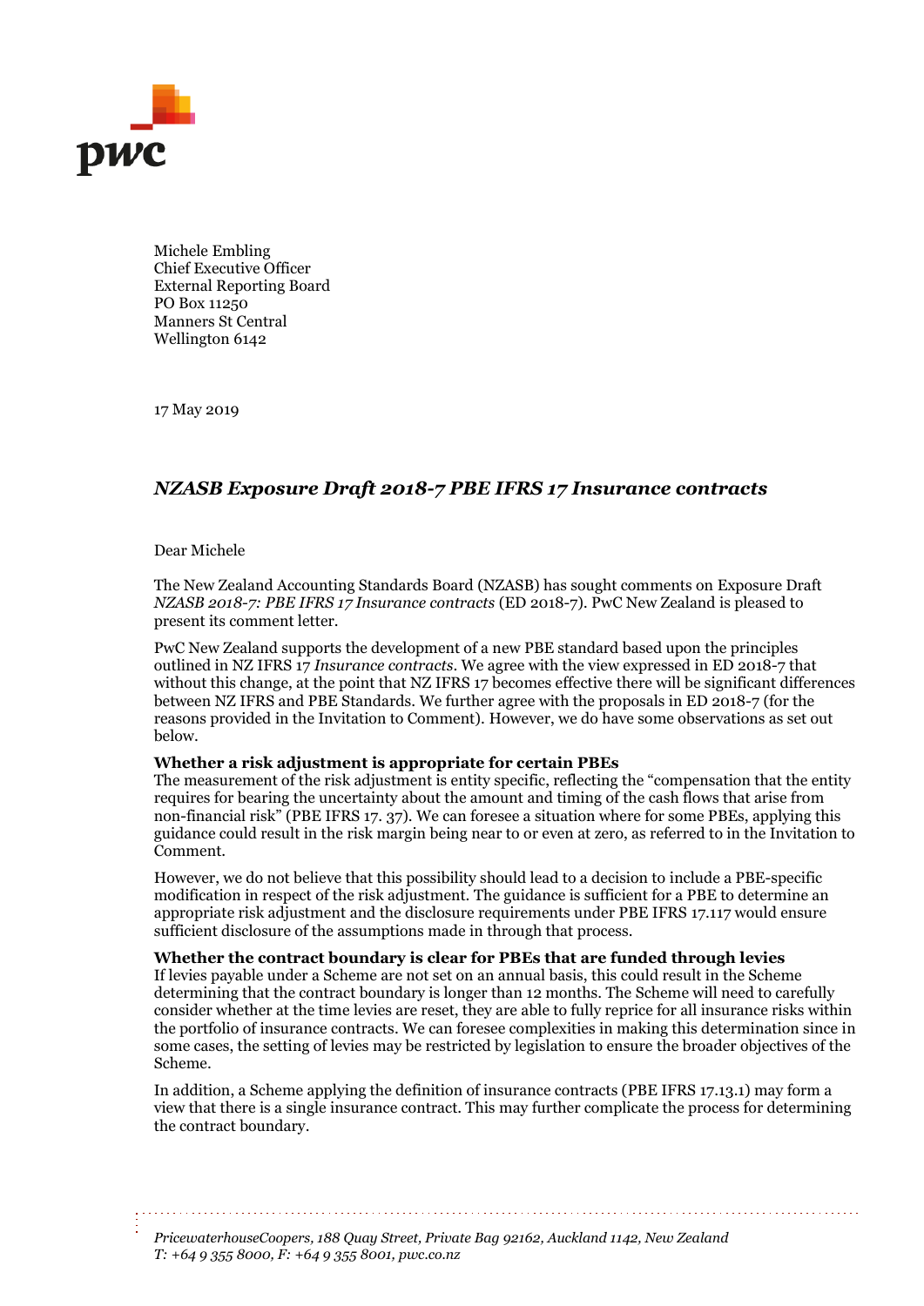Michele Embling
Chief Executive Officer
External Reporting Board
PO Box 11250
Manners St Central
Wellington 6142

17 May 2019

## *NZASB Exposure Draft 2018-7 PBE IFRS 17 Insurance contracts*

Dear Michele

The New Zealand Accounting Standards Board (NZASB) has sought comments on Exposure Draft *NZASB 2018-7: PBE IFRS 17 Insurance contracts* (ED 2018-7). PwC New Zealand is pleased to present its comment letter.

PwC New Zealand supports the development of a new PBE standard based upon the principles outlined in NZ IFRS 17 *Insurance contracts*. We agree with the view expressed in ED 2018-7 that without this change, at the point that NZ IFRS 17 becomes effective there will be significant differences between NZ IFRS and PBE Standards. We further agree with the proposals in ED 2018-7 (for the reasons provided in the Invitation to Comment). However, we do have some observations as set out below.

**Whether a risk adjustment is appropriate for certain PBEs**
The measurement of the risk adjustment is entity specific, reflecting the "compensation that the entity requires for bearing the uncertainty about the amount and timing of the cash flows that arise from non-financial risk" (PBE IFRS 17. 37). We can foresee a situation where for some PBEs, applying this guidance could result in the risk margin being near to or even at zero, as referred to in the Invitation to Comment.

However, we do not believe that this possibility should lead to a decision to include a PBE-specific modification in respect of the risk adjustment. The guidance is sufficient for a PBE to determine an appropriate risk adjustment and the disclosure requirements under PBE IFRS 17.117 would ensure sufficient disclosure of the assumptions made in through that process.

**Whether the contract boundary is clear for PBEs that are funded through levies**
If levies payable under a Scheme are not set on an annual basis, this could result in the Scheme determining that the contract boundary is longer than 12 months. The Scheme will need to carefully consider whether at the time levies are reset, they are able to fully reprice for all insurance risks within the portfolio of insurance contracts. We can foresee complexities in making this determination since in some cases, the setting of levies may be restricted by legislation to ensure the broader objectives of the Scheme.

In addition, a Scheme applying the definition of insurance contracts (PBE IFRS 17.13.1) may form a view that there is a single insurance contract. This may further complicate the process for determining the contract boundary.

*PricewaterhouseCoopers, 188 Quay Street, Private Bag 92162, Auckland 1142, New Zealand*
*T: +64 9 355 8000, F: +64 9 355 8001, pwc.co.nz*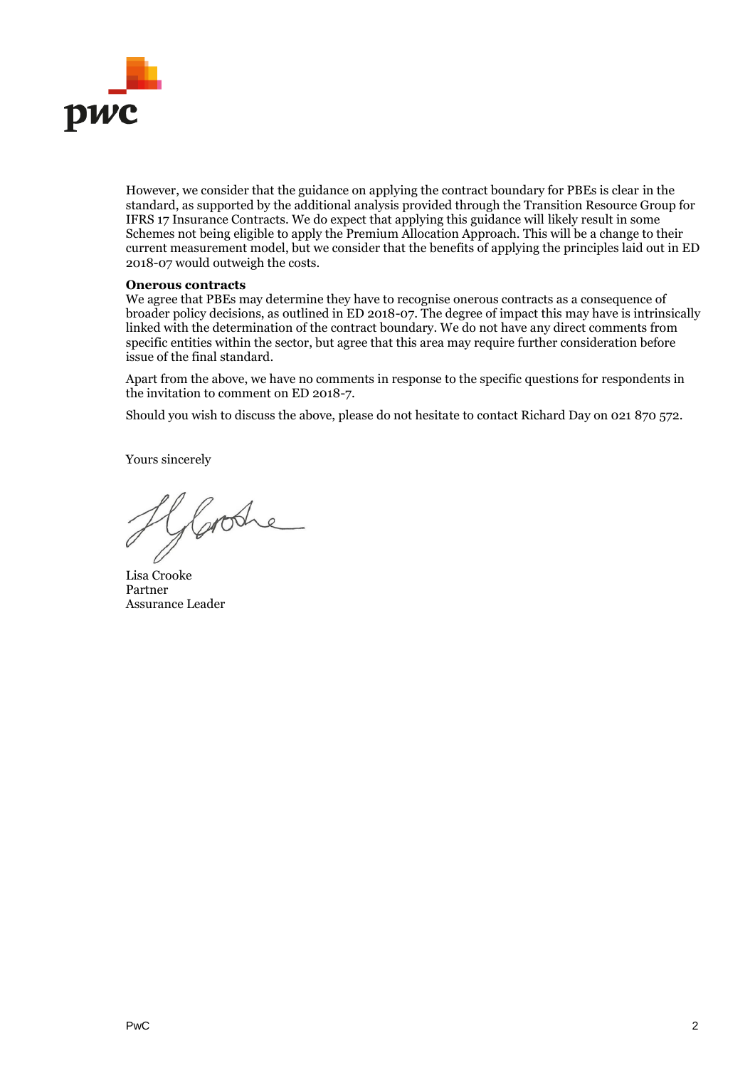However, we consider that the guidance on applying the contract boundary for PBEs is clear in the standard, as supported by the additional analysis provided through the Transition Resource Group for IFRS 17 Insurance Contracts. We do expect that applying this guidance will likely result in some Schemes not being eligible to apply the Premium Allocation Approach. This will be a change to their current measurement model, but we consider that the benefits of applying the principles laid out in ED 2018-07 would outweigh the costs.

**Onerous contracts**
We agree that PBEs may determine they have to recognise onerous contracts as a consequence of broader policy decisions, as outlined in ED 2018-07. The degree of impact this may have is intrinsically linked with the determination of the contract boundary. We do not have any direct comments from specific entities within the sector, but agree that this area may require further consideration before issue of the final standard.

Apart from the above, we have no comments in response to the specific questions for respondents in the invitation to comment on ED 2018-7.

Should you wish to discuss the above, please do not hesitate to contact Richard Day on 021 870 572.

Yours sincerely

Lisa Crooke
Partner
Assurance Leader